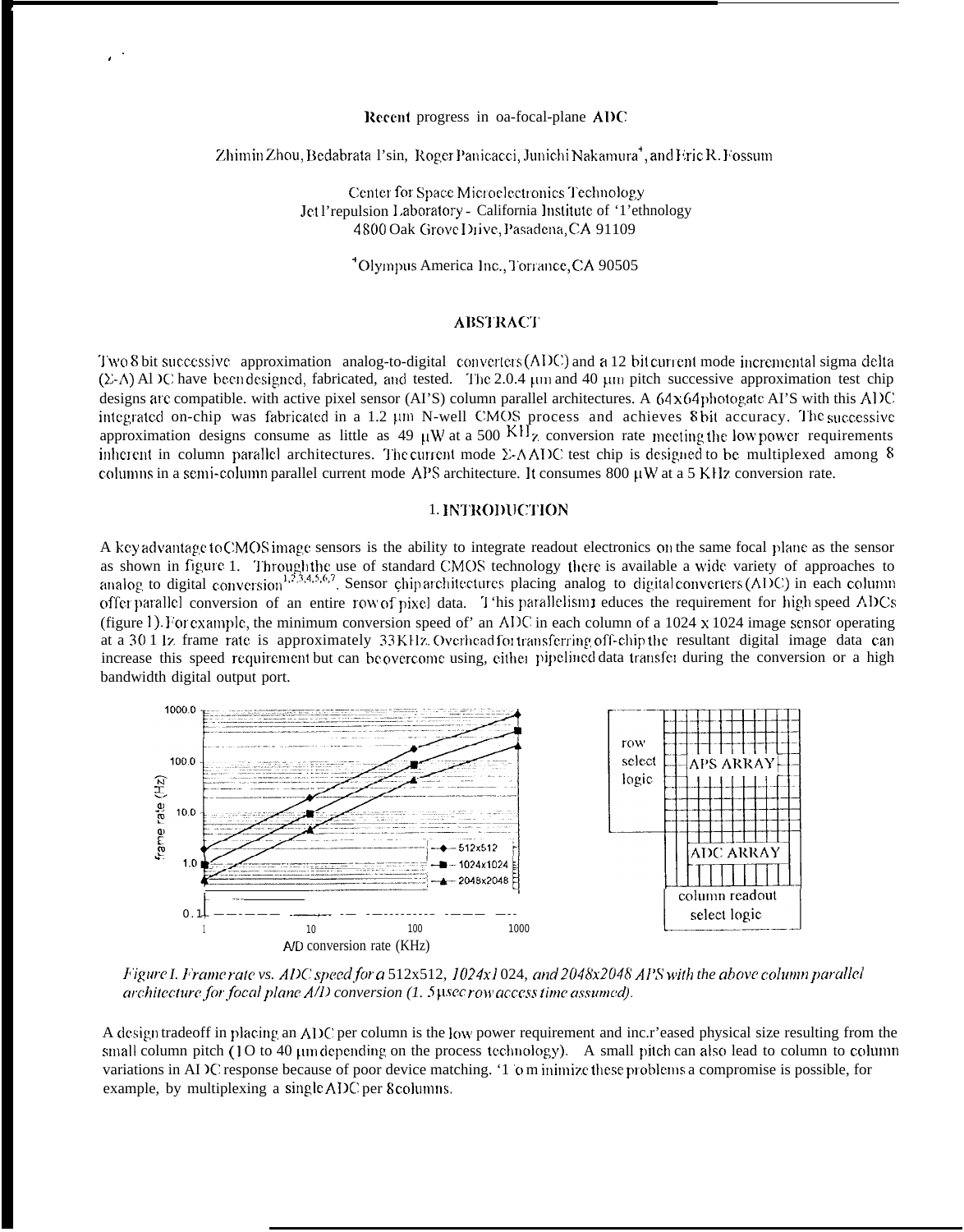# Recent progress in on-focal-plane ADC

Zhimin Zhou, Bedabrata Pain, Roger Panicacci, Junichi Nakamura[+], and Eric R. Fossum

Center for Space Microelectronics Technology
Jet Propulsion Laboratory - California Institute of Technology
4800 Oak Grove Drive, Pasadena, CA 91109

[+]Olympus America Inc., Torrance, CA 90505

## ABSTRACT

Two 8 bit successive approximation analog-to-digital converters (ADC) and a 12 bit current mode incremental sigma delta (Σ-Δ) ADC have been designed, fabricated, and tested. The 20.4 μm and 40 μm pitch successive approximation test chip designs are compatible with active pixel sensor (APS) column parallel architectures. A 64x64 photogate APS with this ADC integrated on-chip was fabricated in a 1.2 μm N-well CMOS process and achieves 8 bit accuracy. The successive approximation designs consume as little as 49 μW at a 500 KHz conversion rate meeting the low power requirements inherent in column parallel architectures. The current mode Σ-Δ ADC test chip is designed to be multiplexed among 8 columns in a semi-column parallel current mode APS architecture. It consumes 800 μW at a 5 KHz conversion rate.

## 1. INTRODUCTION

A key advantage to CMOS image sensors is the ability to integrate readout electronics on the same focal plane as the sensor as shown in figure 1. Through the use of standard CMOS technology there is available a wide variety of approaches to analog to digital conversion[1,2,3,4,5,6,7]. Sensor chip architectures placing analog to digital converters (ADC) in each column offer parallel conversion of an entire row of pixel data. This parallelism reduces the requirement for high speed ADCs (figure 1). For example, the minimum conversion speed of an ADC in each column of a 1024 x 1024 image sensor operating at a 30 Hz frame rate is approximately 33 KHz. Overhead for transferring off-chip the resultant digital image data can increase this speed requirement but can be overcome using either pipelined data transfer during the conversion or a high bandwidth digital output port.

*Figure 1. Frame rate vs. ADC speed for a 512x512, 1024x1024, and 2048x2048 APS with the above column parallel architecture for focal plane A/D conversion (1.5 μsec row access time assumed).*

A design tradeoff in placing an ADC per column is the low power requirement and increased physical size resulting from the small column pitch (10 to 40 μm depending on the process technology). A small pitch can also lead to column to column variations in ADC response because of poor device matching. To minimize these problems a compromise is possible, for example, by multiplexing a single ADC per 8 columns.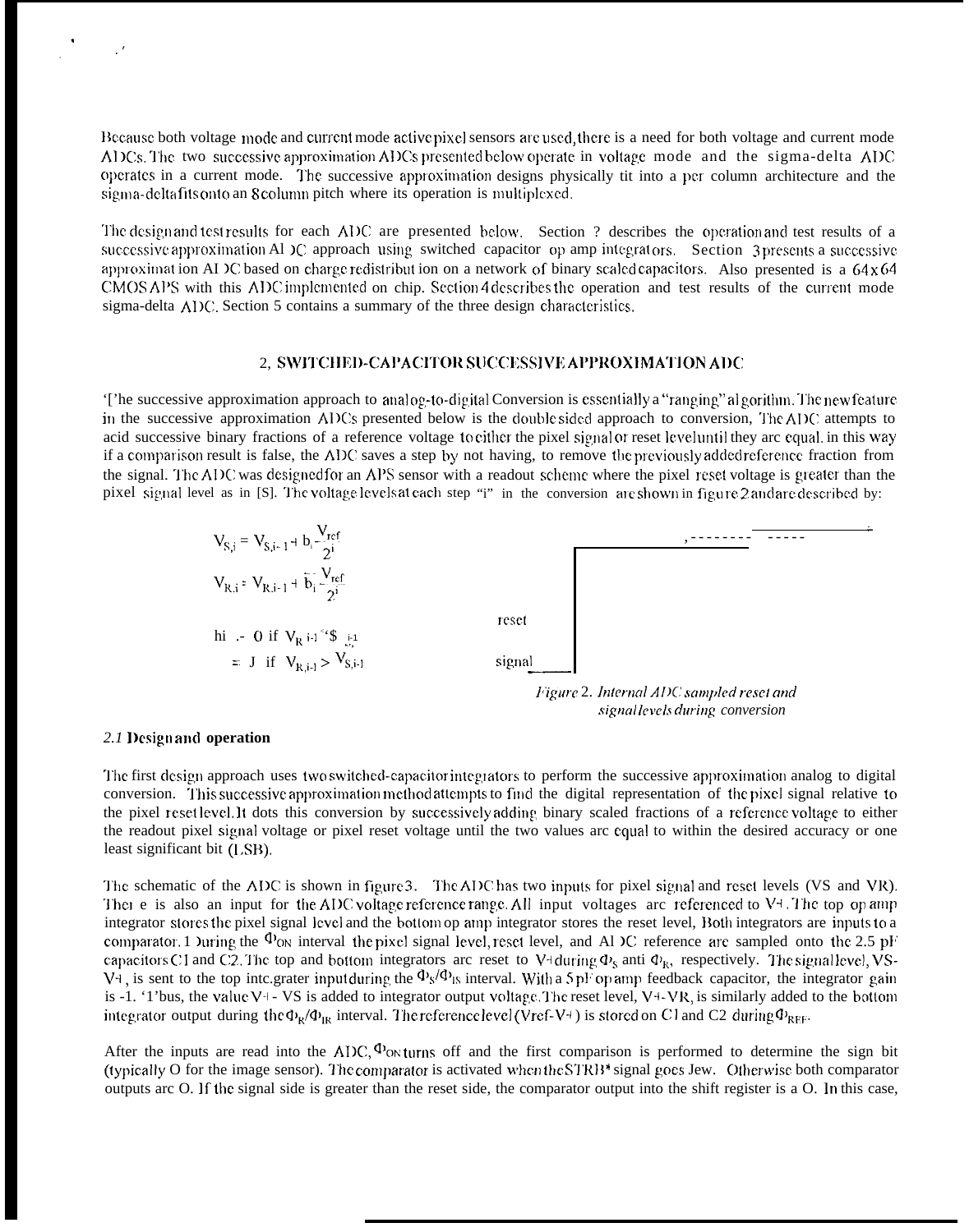Because both voltage mode and current mode active pixel sensors are used, there is a need for both voltage and current mode ADCs. The two successive approximation ADCs presented below operate in voltage mode and the sigma-delta ADC operates in a current mode. The successive approximation designs physically fit into a per column architecture and the sigma-delta fits onto an 8 column pitch where its operation is multiplexed.

The design and test results for each ADC are presented below. Section ? describes the operation and test results of a successive approximation ADC approach using switched capacitor op amp integrators. Section 3 presents a successive approximation ADC based on charge redistribution on a network of binary scaled capacitors. Also presented is a 64 x 64 CMOS APS with this ADC implemented on chip. Section 4 describes the operation and test results of the current mode sigma-delta ADC. Section 5 contains a summary of the three design characteristics.

## 2, SWITCHED-CAPACITOR SUCCESSIVE APPROXIMATION ADC

The successive approximation approach to analog-to-digital Conversion is essentially a "ranging" algorithm. The new feature in the successive approximation ADCs presented below is the double sided approach to conversion, The ADC attempts to add successive binary fractions of a reference voltage to either the pixel signal or reset level until they are equal. In this way if a comparison result is false, the ADC saves a step by not having to remove the previously added reference fraction from the signal. The ADC was designed for an APS sensor with a readout scheme where the pixel reset voltage is greater than the pixel signal level as in [S]. The voltage levels at each step "i" in the conversion are shown in figure 2 and are described by:

$$V_{S,i} = V_{S,i-1} + b_i \frac{V_{ref}}{2^i}$$

$$V_{R,i} = V_{R,i-1} + \bar{b}_i \frac{V_{ref}}{2^i}$$

$$b_i = 0 \text{ if } V_{R,i-1} \leq V_{S,i-1}$$

$$= 1 \text{ if } V_{R,i-1} > V_{S,i-1}$$

reset

signal

*Figure 2. Internal ADC sampled reset and signal levels during conversion*

### *2.1* Design and operation

The first design approach uses two switched-capacitor integrators to perform the successive approximation analog to digital conversion. This successive approximation method attempts to find the digital representation of the pixel signal relative to the pixel reset level. It does this conversion by successively adding binary scaled fractions of a reference voltage to either the readout pixel signal voltage or pixel reset voltage until the two values are equal to within the desired accuracy or one least significant bit (LSB).

The schematic of the ADC is shown in figure 3. The ADC has two inputs for pixel signal and reset levels (VS and VR). There is also an input for the ADC voltage reference range. All input voltages are referenced to V+. The top op amp integrator stores the pixel signal level and the bottom op amp integrator stores the reset level, Both integrators are inputs to a comparator. During the $\Phi_{ON}$ interval the pixel signal level, reset level, and ADC reference are sampled onto the 2.5 pF capacitors C1 and C2. The top and bottom integrators are reset to V+ during $\Phi_S$ and $\Phi_R$, respectively. The signal level, VS-V+, is sent to the top integrator input during the $\Phi_S/\Phi_{IS}$ interval. With a 5 pF op amp feedback capacitor, the integrator gain is -1. Thus, the value V+ - VS is added to integrator output voltage. The reset level, V+-VR, is similarly added to the bottom integrator output during the $\Phi_R/\Phi_{IR}$ interval. The reference level (Vref-V+) is stored on C1 and C2 during $\Phi_{REF}$.

After the inputs are read into the ADC, $\Phi_{ON}$ turns off and the first comparison is performed to determine the sign bit (typically O for the image sensor). The comparator is activated when the STRB* signal goes low. Otherwise both comparator outputs are O. If the signal side is greater than the reset side, the comparator output into the shift register is a O. In this case,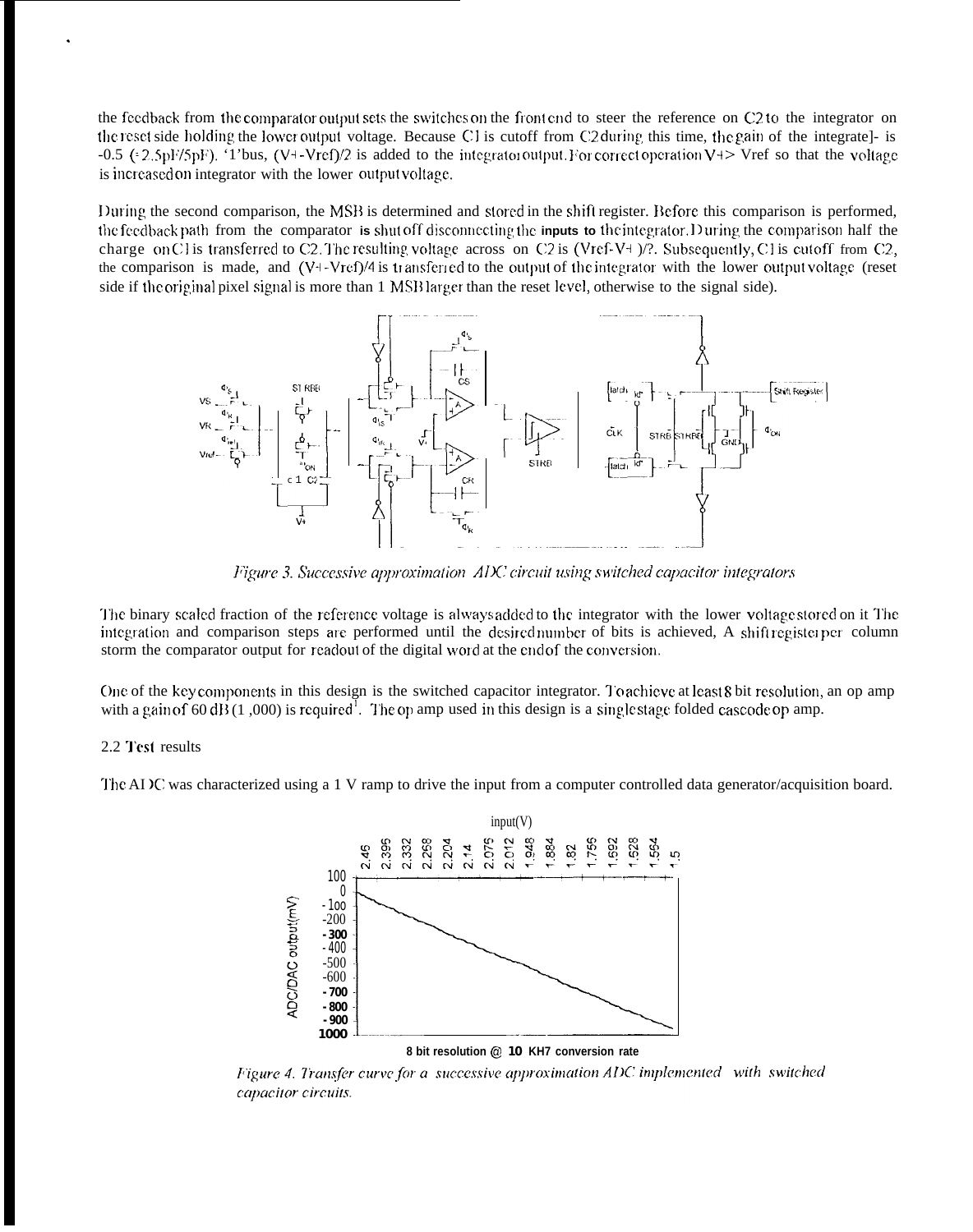the feedback from the comparator output sets the switches on the front end to steer the reference on C2 to the integrator on the reset side holding the lower output voltage. Because C1 is cutoff from C2 during this time, the gain of the integrator is -0.5 (=2.5pF/5pF). Thus, (V+-Vref)/2 is added to the integrator output. For correct operation V+> Vref so that the voltage is increased on integrator with the lower output voltage.

During the second comparison, the MSB is determined and stored in the shift register. Before this comparison is performed, the feedback path from the comparator is shut off disconnecting the inputs to the integrator. During the comparison half the charge on C1 is transferred to C2. The resulting voltage across on C2 is (Vref-V+)/2. Subsequently, C1 is cutoff from C2, the comparison is made, and (V+-Vref)/4 is transferred to the output of the integrator with the lower output voltage (reset side if the original pixel signal is more than 1 MSB larger than the reset level, otherwise to the signal side).

*Figure 3. Successive approximation ADC circuit using switched capacitor integrators*

The binary scaled fraction of the reference voltage is always added to the integrator with the lower voltage stored on it The integration and comparison steps are performed until the desired number of bits is achieved, A shift register per column storm the comparator output for readout of the digital word at the end of the conversion.

One of the key components in this design is the switched capacitor integrator. To achieve at least 8 bit resolution, an op amp with a gain of 60 dB (1,000) is required[1]. The op amp used in this design is a single stage folded cascode op amp.

2.2 Test results

The ADC was characterized using a 1 V ramp to drive the input from a computer controlled data generator/acquisition board.

*Figure 4. Transfer curve for a successive approximation ADC implemented with switched capacitor circuits.*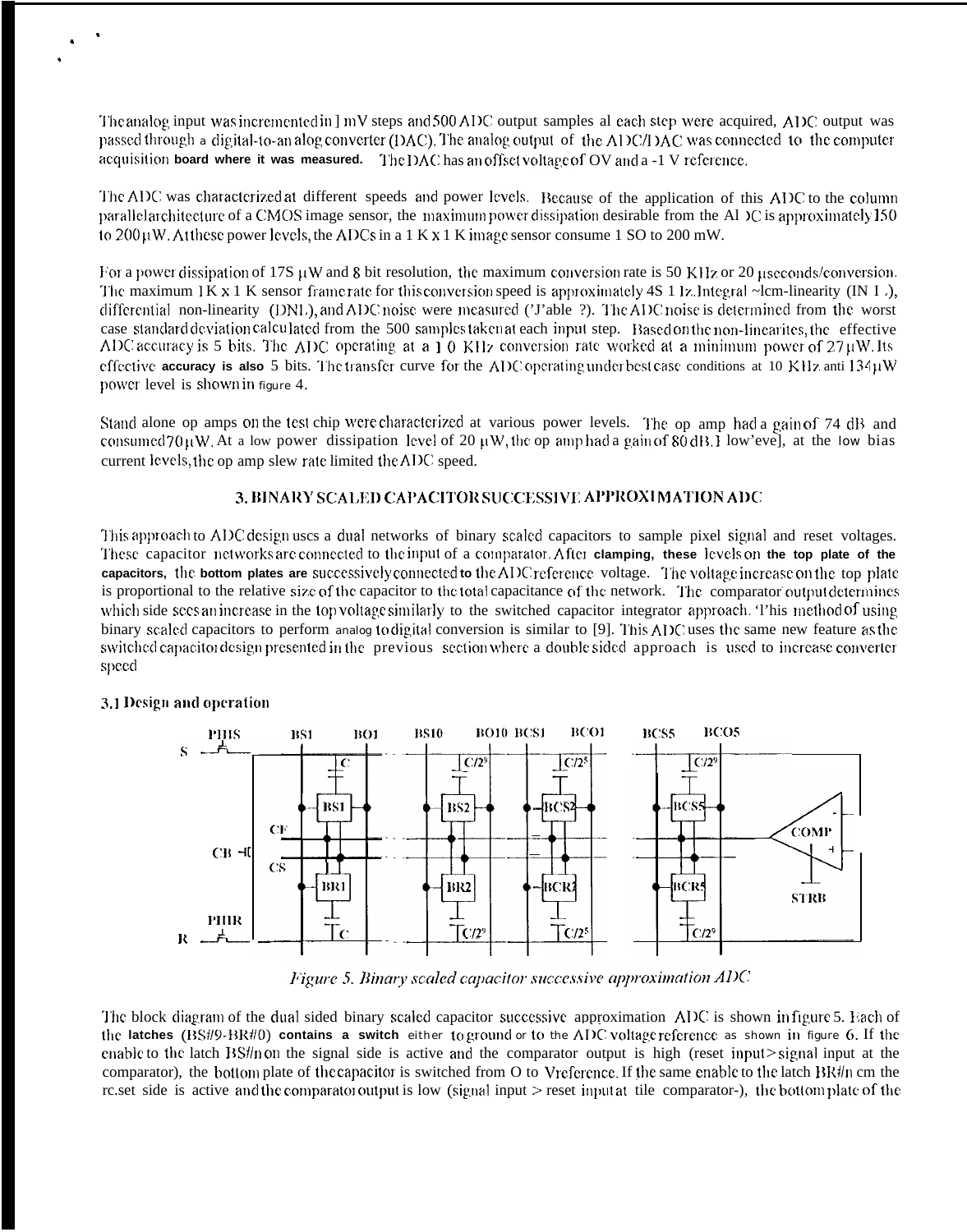The analog input was incremented in 1 mV steps and 500 ADC output samples at each step were acquired, ADC output was passed through a digital-to-analog converter (DAC). The analog output of the ADC/DAC was connected to the computer acquisition board where it was measured. The DAC has an offset voltage of 0V and a -1 V reference.

The ADC was characterized at different speeds and power levels. Because of the application of this ADC to the column parallel architecture of a CMOS image sensor, the maximum power dissipation desirable from the ADC is approximately 150 to 200 μW. At these power levels, the ADCs in a 1 K x 1 K image sensor consume 150 to 200 mW.

For a power dissipation of 175 μW and 8 bit resolution, the maximum conversion rate is 50 KHz or 20 μseconds/conversion. The maximum 1K x 1 K sensor frame rate for this conversion speed is approximately 45 Hz. Integral non-linearity (INL), differential non-linearity (DNL), and ADC noise were measured (Table ?). The ADC noise is determined from the worst case standard deviation calculated from the 500 samples taken at each input step. Based on the non-linearities, the effective ADC accuracy is 5 bits. The ADC operating at a 10 KHz conversion rate worked at a minimum power of 27 μW. Its effective accuracy is also 5 bits. The transfer curve for the ADC operating under best case conditions at 10 KHz and 134 μW power level is shown in figure 4.

Stand alone op amps on the test chip were characterized at various power levels. The op amp had a gain of 74 dB and consumed 70 μW. At a low power dissipation level of 20 μW, the op amp had a gain of 80 dB. However, at the low bias current levels, the op amp slew rate limited the ADC speed.

## 3. BINARY SCALED CAPACITOR SUCCESSIVE APPROXIMATION ADC

This approach to ADC design uses a dual networks of binary scaled capacitors to sample pixel signal and reset voltages. These capacitor networks are connected to the input of a comparator. After clamping, these levels on the top plate of the capacitors, the bottom plates are successively connected to the ADC reference voltage. The voltage increase on the top plate is proportional to the relative size of the capacitor to the total capacitance of the network. The comparator output determines which side sees an increase in the top voltage similarly to the switched capacitor integrator approach. This method of using binary scaled capacitors to perform analog to digital conversion is similar to [9]. This ADC uses the same new feature as the switched capacitor design presented in the previous section where a double sided approach is used to increase converter speed

### 3.1 Design and operation

Figure 5. Binary scaled capacitor successive approximation ADC

The block diagram of the dual sided binary scaled capacitor successive approximation ADC is shown in figure 5. Each of the latches (BS#9-BR#0) contains a switch either to ground or to the ADC voltage reference as shown in figure 6. If the enable to the latch BS#n on the signal side is active and the comparator output is high (reset input > signal input at the comparator), the bottom plate of the capacitor is switched from 0 to Vreference. If the same enable to the latch BR#n on the reset side is active and the comparator output is low (signal input > reset input at the comparator), the bottom plate of the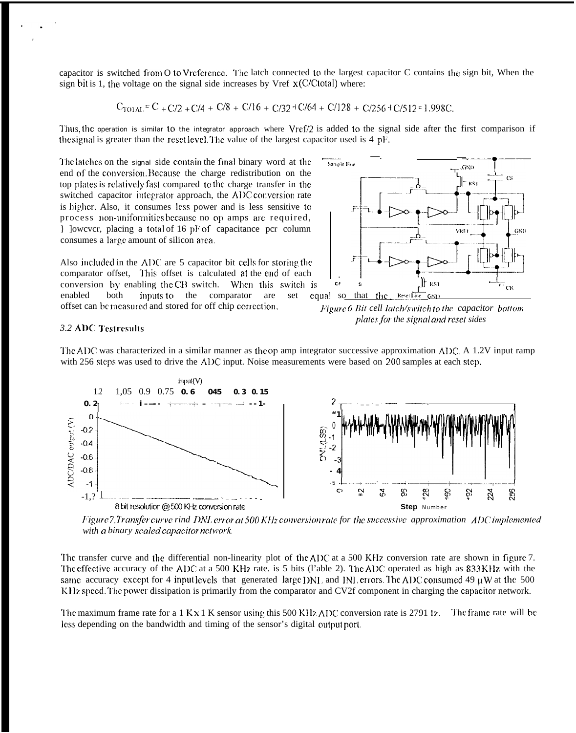capacitor is switched from 0 to Vreference. The latch connected to the largest capacitor C contains the sign bit. When the sign bit is 1, the voltage on the signal side increases by Vref x(C/Ctotal) where:

$$C_{TOTAL} = C + C/2 + C/4 + C/8 + C/16 + C/32 + C/64 + C/128 + C/256 + C/512 = 1.998C.$$

Thus, the operation is similar to the integrator approach where Vref/2 is added to the signal side after the first comparison if the signal is greater than the reset level. The value of the largest capacitor used is 4 pF.

The latches on the signal side contain the final binary word at the end of the conversion. Because the charge redistribution on the top plates is relatively fast compared to the charge transfer in the switched capacitor integrator approach, the ADC conversion rate is higher. Also, it consumes less power and is less sensitive to process non-uniformities because no op amps are required. However, placing a total of 16 pF of capacitance per column consumes a large amount of silicon area.

Also included in the ADC are 5 capacitor bit cells for storing the comparator offset. This offset is calculated at the end of each conversion by enabling the CB switch. When this switch is enabled both inputs to the comparator are set equal so that the offset can be measured and stored for off chip correction.

*Figure 6. Bit cell latch/switch to the capacitor bottom plates for the signal and reset sides*

### 3.2 ADC Test results

The ADC was characterized in a similar manner as the op amp integrator successive approximation ADC. A 1.2V input ramp with 256 steps was used to drive the ADC input. Noise measurements were based on 200 samples at each step.

*Figure 7. Transfer curve and DNL error at 500 KHz conversion rate for the successive approximation ADC implemented with a binary scaled capacitor network.*

The transfer curve and the differential non-linearity plot of the ADC at a 500 KHz conversion rate are shown in figure 7. The effective accuracy of the ADC at a 500 KHz rate. is 5 bits (Table 2). The ADC operated as high as 833KHz with the same accuracy except for 4 input levels that generated large DNL and INL errors. The ADC consumed 49 μW at the 500 KHz speed. The power dissipation is primarily from the comparator and CV2f component in charging the capacitor network.

The maximum frame rate for a 1 K x 1 K sensor using this 500 KHz ADC conversion rate is 2791 Hz. The frame rate will be less depending on the bandwidth and timing of the sensor's digital output port.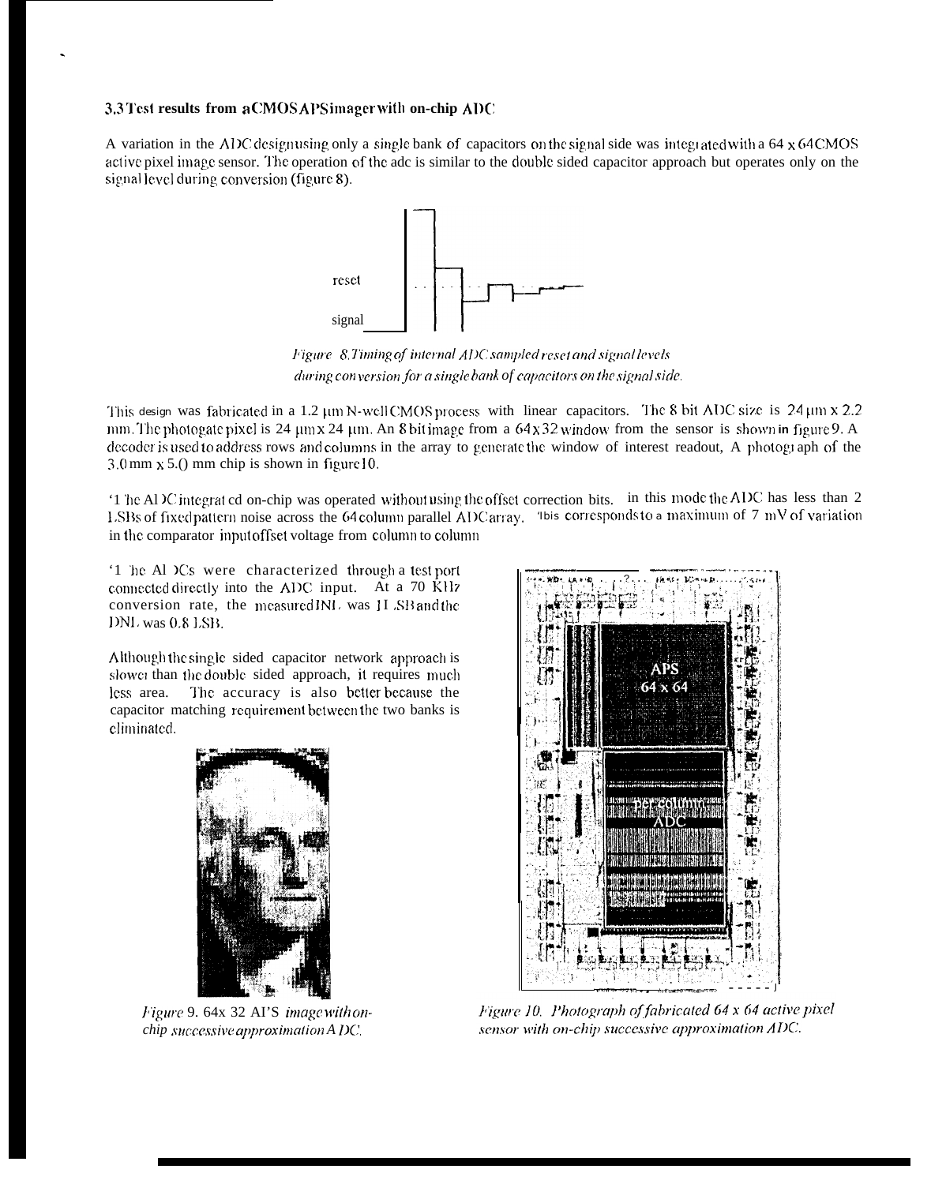### 3.3 Test results from a CMOS APS imager with on-chip ADC

A variation in the ADC design using only a single bank of capacitors on the signal side was integrated with a 64 x 64 CMOS active pixel image sensor. The operation of the adc is similar to the double sided capacitor approach but operates only on the signal level during conversion (figure 8).

reset

signal

*Figure 8. Timing of internal ADC sampled reset and signal levels during conversion for a single bank of capacitors on the signal side.*

This design was fabricated in a 1.2 μm N-well CMOS process with linear capacitors. The 8 bit ADC size is 24 μm x 2.2 mm. The photogate pixel is 24 μm x 24 μm. An 8 bit image from a 64 x 32 window from the sensor is shown in figure 9. A decoder is used to address rows and columns in the array to generate the window of interest readout. A photograph of the 3.0 mm x 5.0 mm chip is shown in figure 10.

The ADC integrated on-chip was operated without using the offset correction bits. In this mode the ADC has less than 2 LSBs of fixed pattern noise across the 64 column parallel ADC array. This corresponds to a maximum of 7 mV of variation in the comparator input offset voltage from column to column

The ADCs were characterized through a test port connected directly into the ADC input. At a 70 KHz conversion rate, the measured INL was 1 LSB and the DNL was 0.8 LSB.

Although the single sided capacitor network approach is slower than the double sided approach, it requires much less area. The accuracy is also better because the capacitor matching requirement between the two banks is eliminated.

*Figure 9. 64 x 32 APS image with on-chip successive approximation ADC.*

APS 64 x 64

Per column ADC

*Figure 10. Photograph of fabricated 64 x 64 active pixel sensor with on-chip successive approximation ADC.*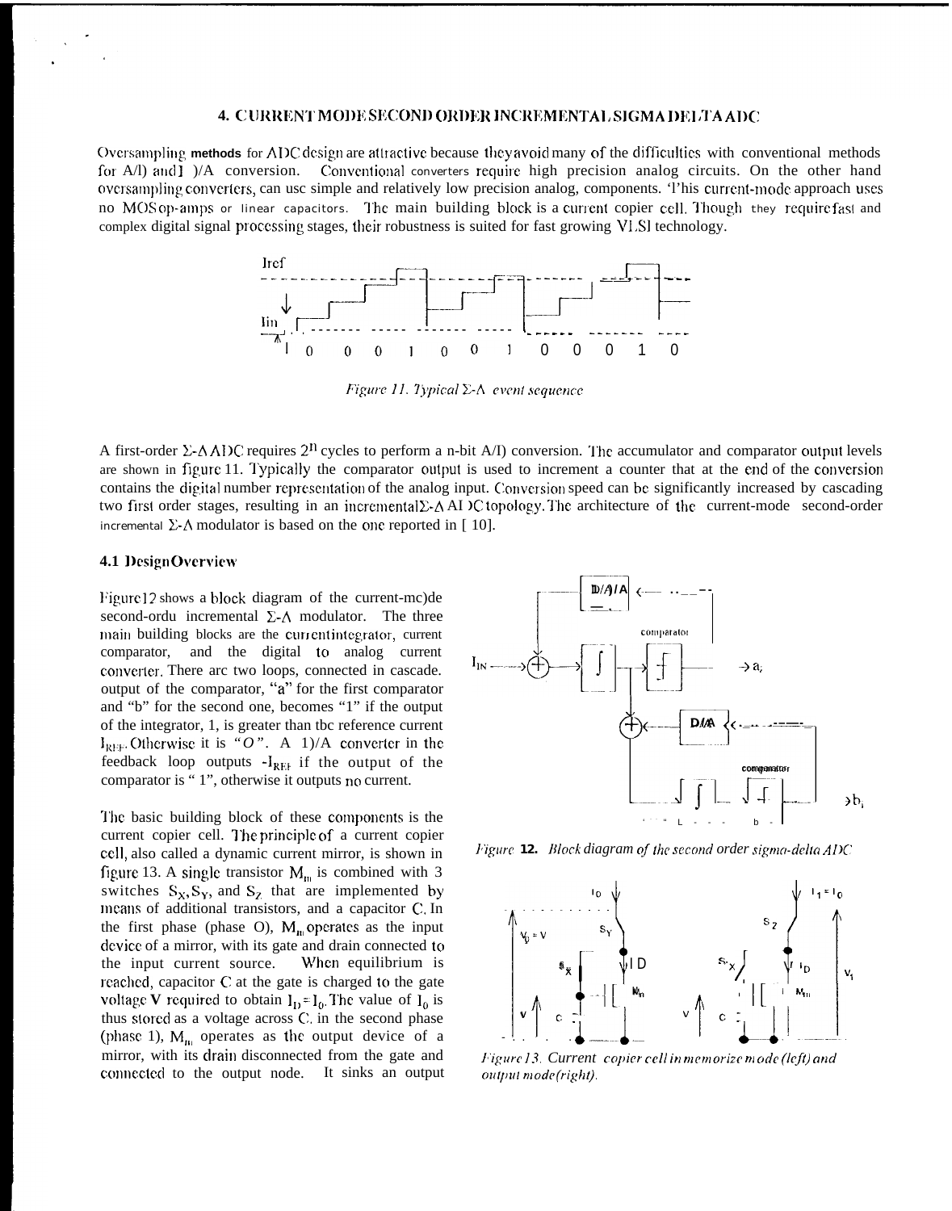## 4. CURRENT MODE SECOND ORDER INCREMENTAL SIGMA DELTA ADC

Oversampling methods for ADC design are attractive because they avoid many of the difficulties with conventional methods for A/D and D/A conversion. Conventional converters require high precision analog circuits. On the other hand oversampling converters, can use simple and relatively low precision analog, components. This current-mode approach uses no MOS op-amps or linear capacitors. The main building block is a current copier cell. Though they require fast and complex digital signal processing stages, their robustness is suited for fast growing VLSI technology.

*Figure 11. Typical Σ-Δ event sequence*

A first-order Σ-Δ ADC requires $2^n$ cycles to perform a n-bit A/D conversion. The accumulator and comparator output levels are shown in figure 11. Typically the comparator output is used to increment a counter that at the end of the conversion contains the digital number representation of the analog input. Conversion speed can be significantly increased by cascading two first order stages, resulting in an incremental Σ-Δ ADC topology. The architecture of the current-mode second-order incremental Σ-Δ modulator is based on the one reported in [ 10].

### 4.1 Design Overview

Figure 12 shows a block diagram of the current-mode second-order incremental Σ-Δ modulator. The three main building blocks are the current integrator, current comparator, and the digital to analog current converter. There are two loops, connected in cascade. output of the comparator, "a" for the first comparator and "b" for the second one, becomes "1" if the output of the integrator, 1, is greater than the reference current $I_{REF}$. Otherwise it is "0". A D/A converter in the feedback loop outputs $-I_{REF}$ if the output of the comparator is "1", otherwise it outputs no current.

The basic building block of these components is the current copier cell. The principle of a current copier cell, also called a dynamic current mirror, is shown in figure 13. A single transistor $M_m$ is combined with 3 switches $S_X$, $S_Y$, and $S_Z$ that are implemented by means of additional transistors, and a capacitor C. In the first phase (phase O), $M_m$ operates as the input device of a mirror, with its gate and drain connected to the input current source. When equilibrium is reached, capacitor C at the gate is charged to the gate voltage V required to obtain $I_D = I_0$. The value of $I_0$ is thus stored as a voltage across C. in the second phase (phase 1), $M_m$ operates as the output device of a mirror, with its drain disconnected from the gate and connected to the output node. It sinks an output

*Figure 12. Block diagram of the second order sigma-delta ADC*

*Figure 13. Current copier cell in memorize mode (left) and output mode (right).*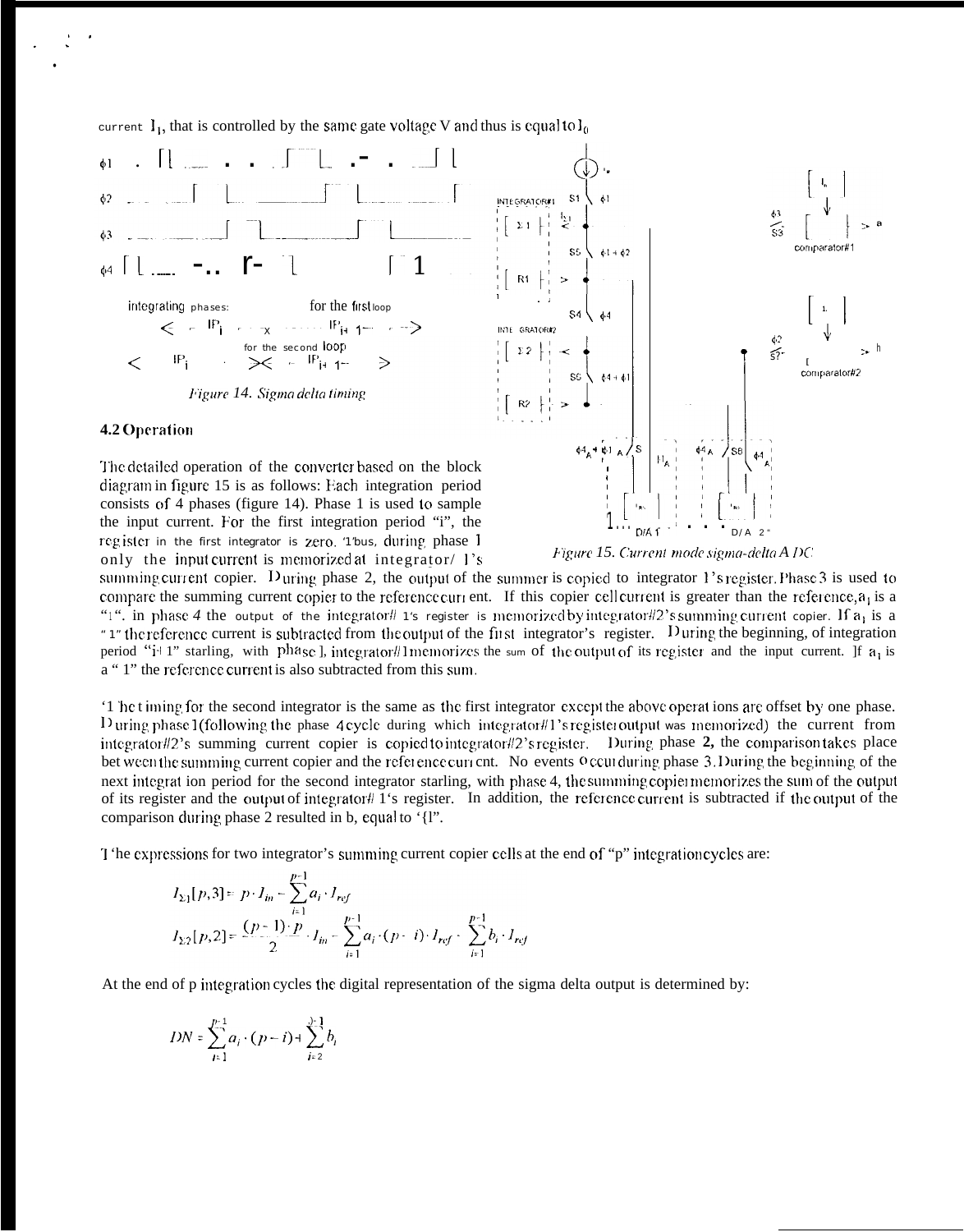current $I_1$, that is controlled by the same gate voltage V and thus is equal to $I_0$

*Figure 14. Sigma delta timing*

*Figure 15. Current mode sigma-delta ADC*

### 4.2 Operation

The detailed operation of the converter based on the block diagram in figure 15 is as follows: Each integration period consists of 4 phases (figure 14). Phase 1 is used to sample the input current. For the first integration period "i", the register in the first integrator is zero. Thus, during phase 1 only the input current is memorized at integrator/ 1's summing current copier. During phase 2, the output of the summer is copied to integrator 1's register. Phase 3 is used to compare the summing current copier to the reference current. If this copier cell current is greater than the reference, $a_1$ is a "1". in phase 4 the output of the integrator# 1's register is memorized by integrator#2's summing current copier. If $a_1$ is a "1" the reference current is subtracted from the output of the first integrator's register. During the beginning, of integration period "i+1" starting, with phase 1, integrator#1 memorizes the sum of the output of its register and the input current. If $a_1$ is a "1" the reference current is also subtracted from this sum.

The timing for the second integrator is the same as the first integrator except the above operations are offset by one phase. During phase 1 (following the phase 4 cycle during which integrator#1's register output was memorized) the current from integrator#2's summing current copier is copied to integrator#2's register. During phase 2, the comparison takes place between the summing current copier and the reference current. No events occur during phase 3. During the beginning of the next integration period for the second integrator starting, with phase 4, the summing copier memorizes the sum of the output of its register and the output of integrator# 1's register. In addition, the reference current is subtracted if the output of the comparison during phase 2 resulted in b, equal to "1".

The expressions for two integrator's summing current copier cells at the end of "p" integration cycles are:

$$I_{\Sigma 1}[p,3] = p \cdot I_{in} - \sum_{i=1}^{p-1} a_i \cdot I_{ref}$$

$$I_{\Sigma 2}[p,2] = \frac{(p-1)\cdot p}{2} \cdot I_{in} - \sum_{i=1}^{p-1} a_i \cdot (p-i) \cdot I_{ref} - \sum_{i=1}^{p-1} b_i \cdot I_{ref}$$

At the end of p integration cycles the digital representation of the sigma delta output is determined by:

$$DN = \sum_{i=1}^{p-1} a_i \cdot (p-i) + \sum_{i=2}^{p-1} b_i$$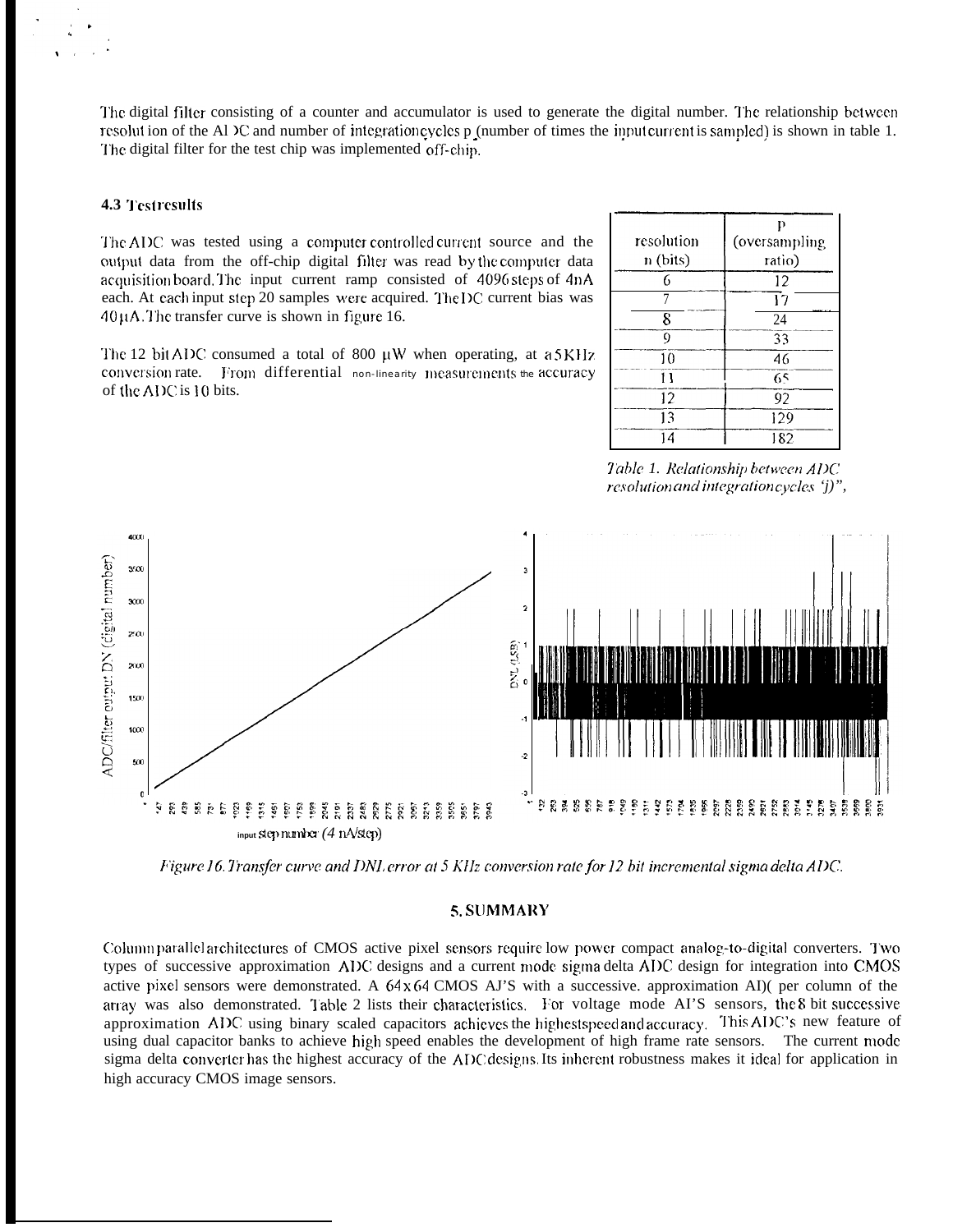The digital filter consisting of a counter and accumulator is used to generate the digital number. The relationship between resolution of the ADC and number of integration cycles p (number of times the input current is sampled) is shown in table 1. The digital filter for the test chip was implemented off-chip.

### 4.3 Test results

The ADC was tested using a computer controlled current source and the output data from the off-chip digital filter was read by the computer data acquisition board. The input current ramp consisted of 4096 steps of 4nA each. At each input step 20 samples were acquired. The DC current bias was 40 μA. The transfer curve is shown in figure 16.

The 12 bit ADC consumed a total of 800 μW when operating, at a 5 KHz conversion rate. From differential non-linearity measurements the accuracy of the ADC is 10 bits.

| resolution n (bits) | p (oversampling ratio) |
|---|---|
| 6 | 12 |
| 7 | 17 |
| 8 | 24 |
| 9 | 33 |
| 10 | 46 |
| 11 | 65 |
| 12 | 92 |
| 13 | 129 |
| 14 | 182 |

*Table 1. Relationship between ADC resolution and integration cycles 'p'.*

ADC/filter output DN (digital number)

4000
3500
3000
2500
2000
1500
1000
500
0

input step number (4 nA/step)

DNL (LSB)

4
3
2
1
0
-1
-2
-3

*Figure 16. Transfer curve and DNL error at 5 KHz conversion rate for 12 bit incremental sigma delta ADC.*

## 5. SUMMARY

Column parallel architectures of CMOS active pixel sensors require low power compact analog-to-digital converters. Two types of successive approximation ADC designs and a current mode sigma delta ADC design for integration into CMOS active pixel sensors were demonstrated. A 64 x 64 CMOS APS with a successive approximation ADC per column of the array was also demonstrated. Table 2 lists their characteristics. For voltage mode APS sensors, the 8 bit successive approximation ADC using binary scaled capacitors achieves the highest speed and accuracy. This ADC's new feature of using dual capacitor banks to achieve high speed enables the development of high frame rate sensors. The current mode sigma delta converter has the highest accuracy of the ADC designs. Its inherent robustness makes it ideal for application in high accuracy CMOS image sensors.